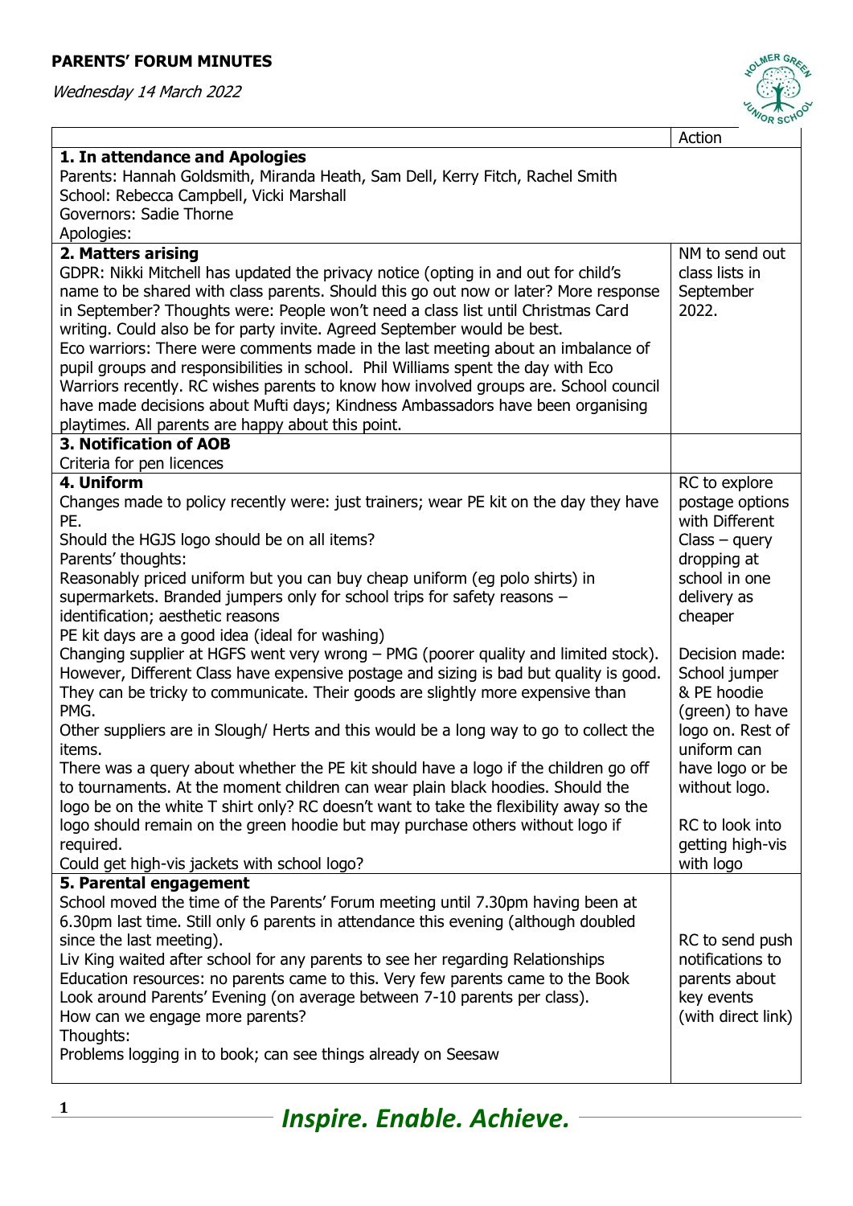**PARENTS' FORUM MINUTES**

*Wednesday 14 March 2022*

| | Action |
|---|---|
| **1. In attendance and Apologies**<br>Parents: Hannah Goldsmith, Miranda Heath, Sam Dell, Kerry Fitch, Rachel Smith<br>School: Rebecca Campbell, Vicki Marshall<br>Governors: Sadie Thorne<br>Apologies: | |
| **2. Matters arising**<br>GDPR: Nikki Mitchell has updated the privacy notice (opting in and out for child's name to be shared with class parents. Should this go out now or later? More response in September? Thoughts were: People won't need a class list until Christmas Card writing. Could also be for party invite. Agreed September would be best.<br>Eco warriors: There were comments made in the last meeting about an imbalance of pupil groups and responsibilities in school. Phil Williams spent the day with Eco Warriors recently. RC wishes parents to know how involved groups are. School council have made decisions about Mufti days; Kindness Ambassadors have been organising playtimes. All parents are happy about this point. | NM to send out class lists in September 2022. |
| **3. Notification of AOB**<br>Criteria for pen licences | |
| **4. Uniform**<br>Changes made to policy recently were: just trainers; wear PE kit on the day they have PE.<br>Should the HGJS logo should be on all items?<br>Parents' thoughts:<br>Reasonably priced uniform but you can buy cheap uniform (eg polo shirts) in supermarkets. Branded jumpers only for school trips for safety reasons – identification; aesthetic reasons<br>PE kit days are a good idea (ideal for washing)<br>Changing supplier at HGFS went very wrong – PMG (poorer quality and limited stock). However, Different Class have expensive postage and sizing is bad but quality is good. They can be tricky to communicate. Their goods are slightly more expensive than PMG.<br>Other suppliers are in Slough/ Herts and this would be a long way to go to collect the items.<br>There was a query about whether the PE kit should have a logo if the children go off to tournaments. At the moment children can wear plain black hoodies. Should the logo be on the white T shirt only? RC doesn't want to take the flexibility away so the logo should remain on the green hoodie but may purchase others without logo if required.<br>Could get high-vis jackets with school logo? | RC to explore postage options with Different Class – query dropping at school in one delivery as cheaper<br><br>Decision made: School jumper & PE hoodie (green) to have logo on. Rest of uniform can have logo or be without logo.<br><br>RC to look into getting high-vis with logo |
| **5. Parental engagement**<br>School moved the time of the Parents' Forum meeting until 7.30pm having been at 6.30pm last time. Still only 6 parents in attendance this evening (although doubled since the last meeting).<br>Liv King waited after school for any parents to see her regarding Relationships Education resources: no parents came to this. Very few parents came to the Book Look around Parents' Evening (on average between 7-10 parents per class).<br>How can we engage more parents?<br>Thoughts:<br>Problems logging in to book; can see things already on Seesaw | RC to send push notifications to parents about key events (with direct link) |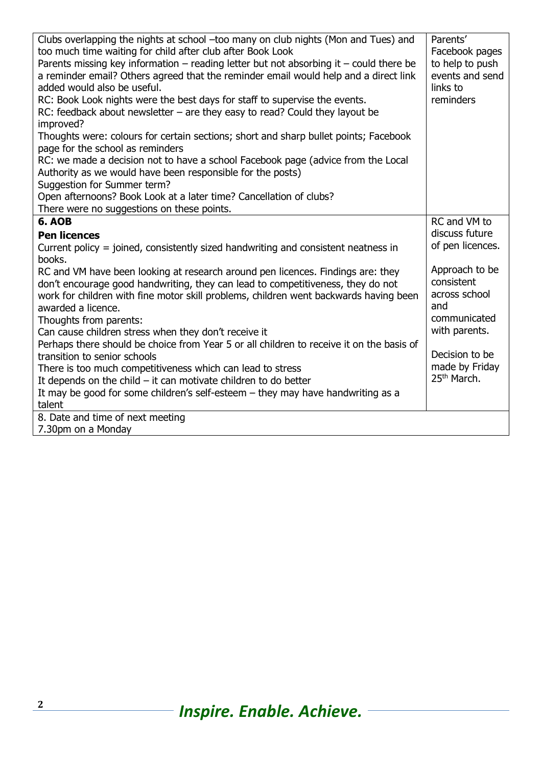| | |
|---|---|
| Clubs overlapping the nights at school –too many on club nights (Mon and Tues) and too much time waiting for child after club after Book Look<br>Parents missing key information – reading letter but not absorbing it – could there be a reminder email? Others agreed that the reminder email would help and a direct link added would also be useful.<br>RC: Book Look nights were the best days for staff to supervise the events.<br>RC: feedback about newsletter – are they easy to read? Could they layout be improved?<br>Thoughts were: colours for certain sections; short and sharp bullet points; Facebook page for the school as reminders<br>RC: we made a decision not to have a school Facebook page (advice from the Local Authority as we would have been responsible for the posts)<br>Suggestion for Summer term?<br>Open afternoons? Book Look at a later time? Cancellation of clubs?<br>There were no suggestions on these points. | Parents' Facebook pages to help to push events and send links to reminders |
| **6. AOB**<br>**Pen licences**<br>Current policy = joined, consistently sized handwriting and consistent neatness in books.<br>RC and VM have been looking at research around pen licences. Findings are: they don't encourage good handwriting, they can lead to competitiveness, they do not work for children with fine motor skill problems, children went backwards having been awarded a licence.<br>Thoughts from parents:<br>Can cause children stress when they don't receive it<br>Perhaps there should be choice from Year 5 or all children to receive it on the basis of transition to senior schools<br>There is too much competitiveness which can lead to stress<br>It depends on the child – it can motivate children to do better<br>It may be good for some children's self-esteem – they may have handwriting as a talent | RC and VM to discuss future of pen licences.<br><br>Approach to be consistent across school and communicated with parents.<br><br>Decision to be made by Friday 25th March. |
| 8. Date and time of next meeting<br>7.30pm on a Monday | |

*Inspire. Enable. Achieve.*